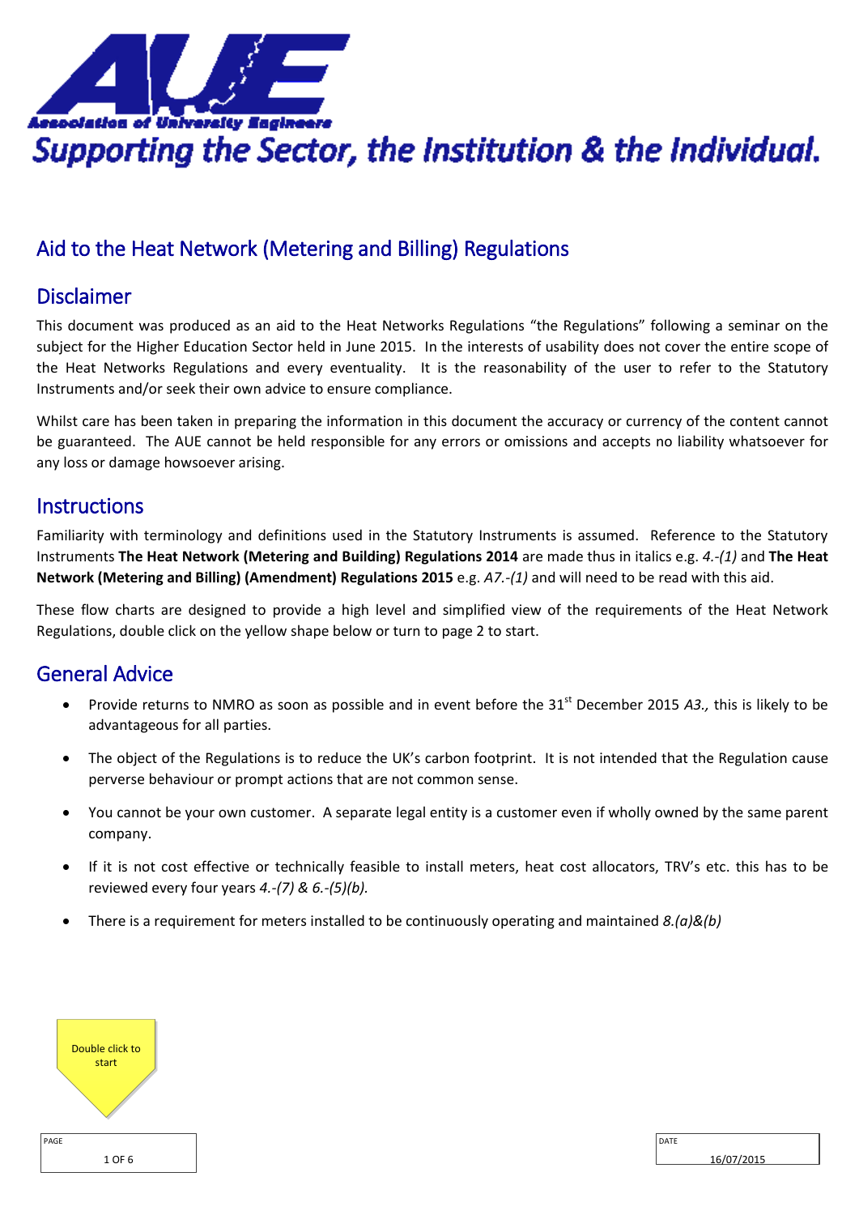Association of University Engineers

Supporting the Sector, the Institution & the Individual.

# Aid to the Heat Network (Metering and Billing) Regulations

## Disclaimer

This document was produced as an aid to the Heat Networks Regulations "the Regulations" following a seminar on the subject for the Higher Education Sector held in June 2015. In the interests of usability does not cover the entire scope of the Heat Networks Regulations and every eventuality. It is the reasonability of the user to refer to the Statutory Instruments and/or seek their own advice to ensure compliance.

Whilst care has been taken in preparing the information in this document the accuracy or currency of the content cannot be guaranteed. The AUE cannot be held responsible for any errors or omissions and accepts no liability whatsoever for any loss or damage howsoever arising.

## Instructions

Familiarity with terminology and definitions used in the Statutory Instruments is assumed. Reference to the Statutory Instruments **The Heat Network (Metering and Building) Regulations 2014** are made thus in italics e.g. *4.-(1)* and **The Heat Network (Metering and Billing) (Amendment) Regulations 2015** e.g. *A7.-(1)* and will need to be read with this aid.

These flow charts are designed to provide a high level and simplified view of the requirements of the Heat Network Regulations, double click on the yellow shape below or turn to page 2 to start.

## General Advice

- Provide returns to NMRO as soon as possible and in event before the 31st December 2015 *A3.,* this is likely to be advantageous for all parties.
- The object of the Regulations is to reduce the UK's carbon footprint. It is not intended that the Regulation cause perverse behaviour or prompt actions that are not common sense.
- You cannot be your own customer. A separate legal entity is a customer even if wholly owned by the same parent company.
- If it is not cost effective or technically feasible to install meters, heat cost allocators, TRV's etc. this has to be reviewed every four years *4.-(7) & 6.-(5)(b).*
- There is a requirement for meters installed to be continuously operating and maintained *8.(a)&(b)*

Double click to start

DATE 16/07/2015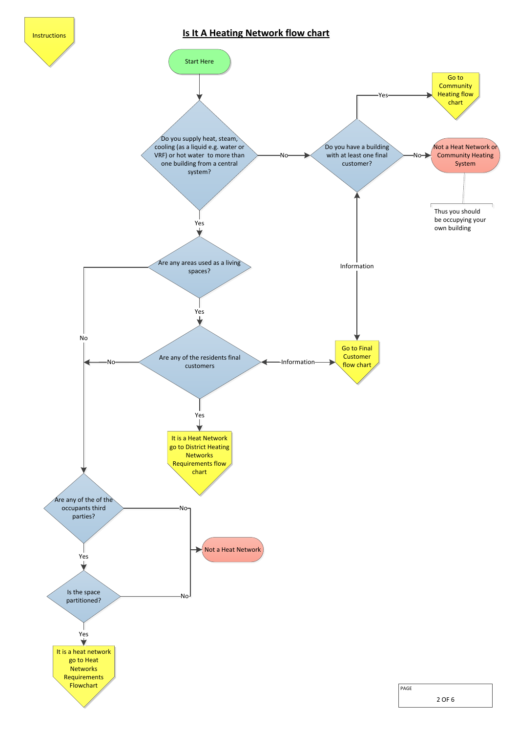Instructions

# Is It A Heating Network flow chart

Start Here

Do you supply heat, steam, cooling (as a liquid e.g. water or VRF) or hot water to more than one building from a central system?

- No → Do you have a building with at least one final customer?
  - Yes → Go to Community Heating flow chart
  - No → Not a Heat Network or Community Heating System
    - Thus you should be occupying your own building
- Yes → Are any areas used as a living spaces?
  - No → Are any of the of the occupants third parties?
  - Yes → Are any of the residents final customers
    - No → Are any of the of the occupants third parties?
    - Yes → It is a Heat Network go to District Heating Networks Requirements flow chart
    - Information ↔ Go to Final Customer flow chart ↔ Information ↔ Do you have a building with at least one final customer?

Are any of the of the occupants third parties?

- No → Not a Heat Network
- Yes → Is the space partitioned?
  - No → Not a Heat Network
  - Yes → It is a heat network go to Heat Networks Requirements Flowchart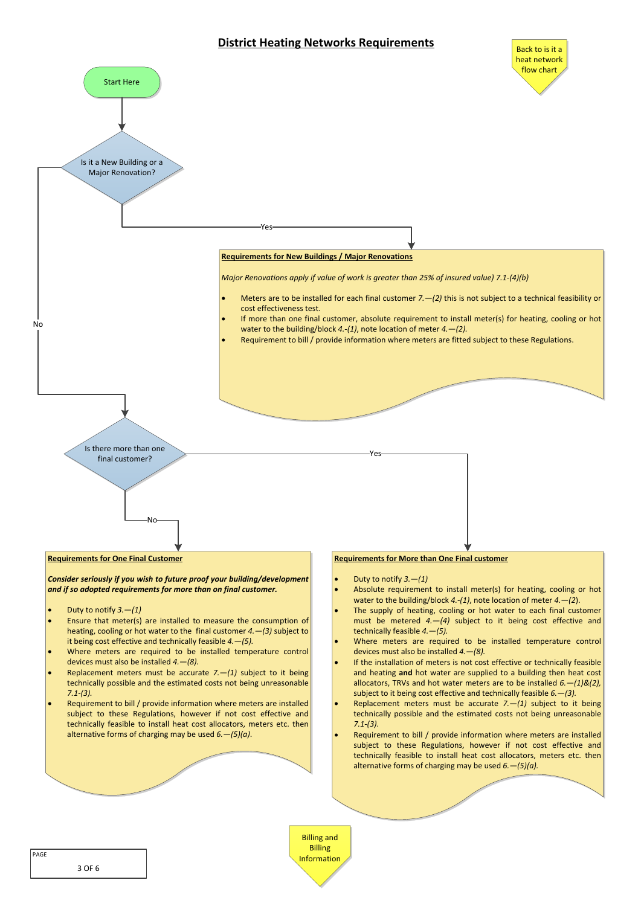# District Heating Networks Requirements

Back to is it a heat network flow chart

Start Here

**Is it a New Building or a Major Renovation?**

Yes →

### Requirements for New Buildings / Major Renovations

*Major Renovations apply if value of work is greater than 25% of insured value) 7.1-(4)(b)*

- Meters are to be installed for each final customer *7.—(2)* this is not subject to a technical feasibility or cost effectiveness test.
- If more than one final customer, absolute requirement to install meter(s) for heating, cooling or hot water to the building/block *4.-(1)*, note location of meter *4.—(2).*
- Requirement to bill / provide information where meters are fitted subject to these Regulations.

No →

**Is there more than one final customer?**

No →

### Requirements for One Final Customer

***Consider seriously if you wish to future proof your building/development and if so adopted requirements for more than on final customer.***

- Duty to notify *3.—(1)*
- Ensure that meter(s) are installed to measure the consumption of heating, cooling or hot water to the final customer *4.—(3)* subject to it being cost effective and technically feasible *4.—(5).*
- Where meters are required to be installed temperature control devices must also be installed *4.—(8).*
- Replacement meters must be accurate *7.—(1)* subject to it being technically possible and the estimated costs not being unreasonable *7.1-(3).*
- Requirement to bill / provide information where meters are installed subject to these Regulations, however if not cost effective and technically feasible to install heat cost allocators, meters etc. then alternative forms of charging may be used *6.—(5)(a)*.

Yes →

### Requirements for More than One Final customer

- Duty to notify *3.—(1)*
- Absolute requirement to install meter(s) for heating, cooling or hot water to the building/block *4.-(1)*, note location of meter *4.—(2)*.
- The supply of heating, cooling or hot water to each final customer must be metered *4.—(4)* subject to it being cost effective and technically feasible *4.—(5).*
- Where meters are required to be installed temperature control devices must also be installed *4.—(8).*
- If the installation of meters is not cost effective or technically feasible and heating **and** hot water are supplied to a building then heat cost allocators, TRVs and hot water meters are to be installed *6.—(1)&(2),* subject to it being cost effective and technically feasible *6.—(3).*
- Replacement meters must be accurate *7.—(1)* subject to it being technically possible and the estimated costs not being unreasonable *7.1-(3).*
- Requirement to bill / provide information where meters are installed subject to these Regulations, however if not cost effective and technically feasible to install heat cost allocators, meters etc. then alternative forms of charging may be used *6.—(5)(a).*

Billing and Billing Information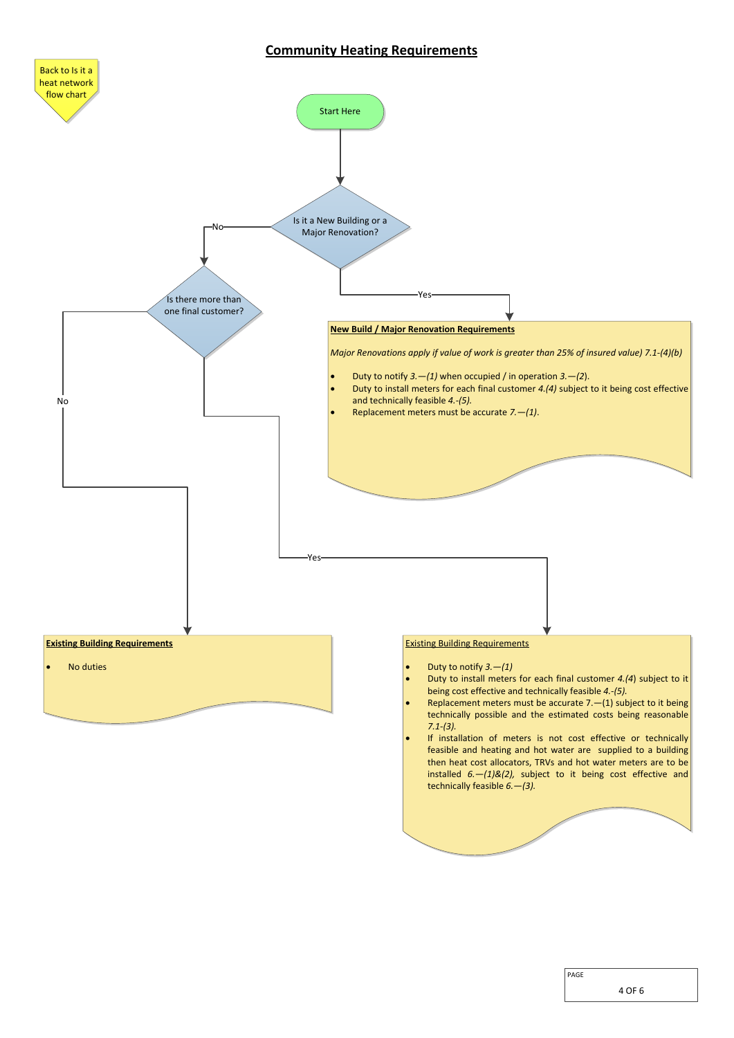# Community Heating Requirements

Back to Is it a heat network flow chart

Start Here

Is it a New Building or a Major Renovation?

No

Is there more than one final customer?

Yes

**New Build / Major Renovation Requirements**

*Major Renovations apply if value of work is greater than 25% of insured value) 7.1-(4)(b)*

- Duty to notify *3.—(1)* when occupied / in operation *3.—(2)*.
- Duty to install meters for each final customer *4.(4)* subject to it being cost effective and technically feasible *4.-(5).*
- Replacement meters must be accurate *7.—(1)*.

No

Yes

**Existing Building Requirements**

- No duties

Existing Building Requirements

- Duty to notify *3.—(1)*
- Duty to install meters for each final customer *4.(4)* subject to it being cost effective and technically feasible *4.-(5).*
- Replacement meters must be accurate 7.—(1) subject to it being technically possible and the estimated costs being reasonable *7.1-(3).*
- If installation of meters is not cost effective or technically feasible and heating and hot water are supplied to a building then heat cost allocators, TRVs and hot water meters are to be installed *6.—(1)&(2),* subject to it being cost effective and technically feasible *6.—(3).*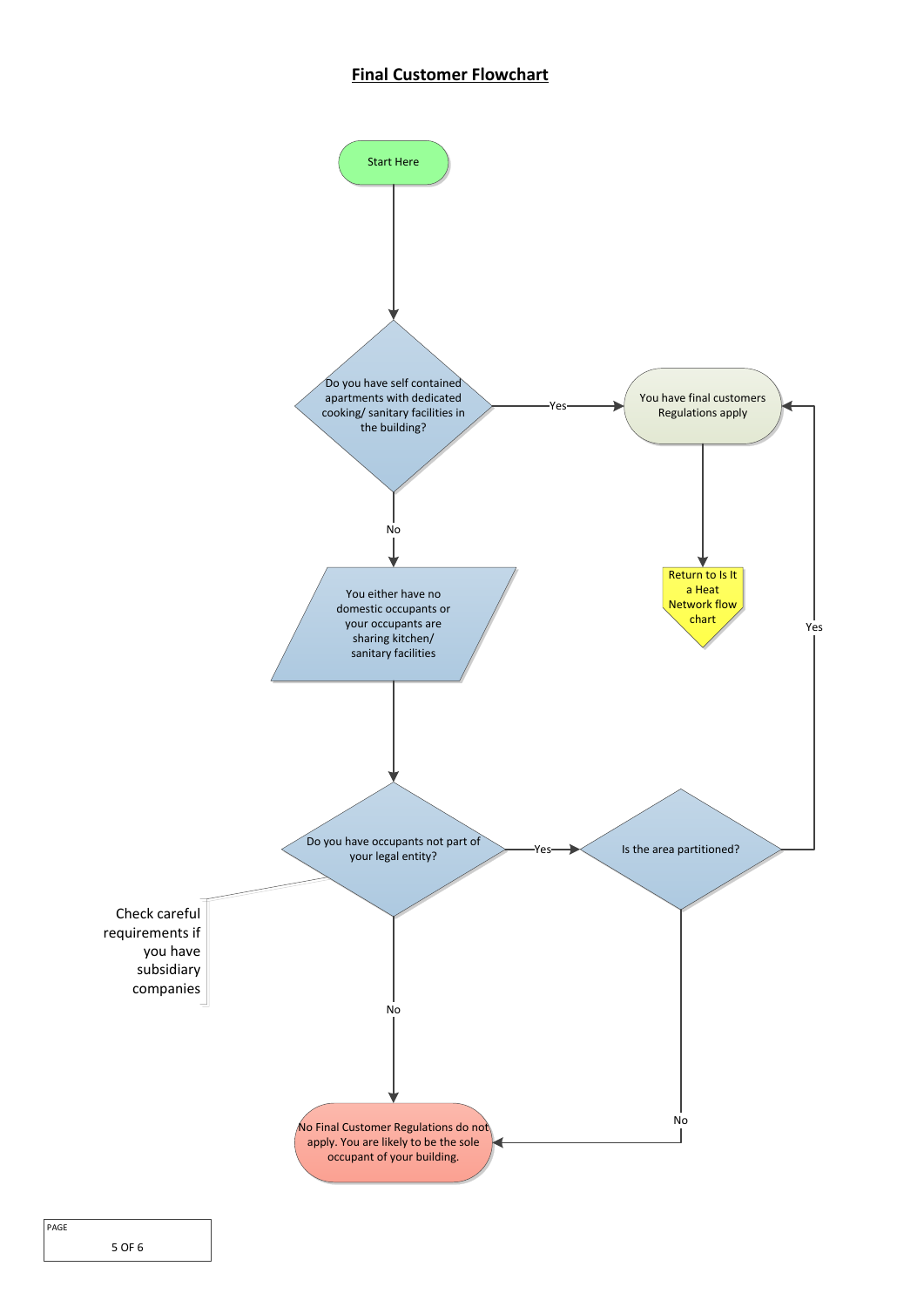# Final Customer Flowchart

Start Here

Do you have self contained apartments with dedicated cooking/ sanitary facilities in the building?

Yes

You have final customers Regulations apply

Return to Is It a Heat Network flow chart

No

You either have no domestic occupants or your occupants are sharing kitchen/ sanitary facilities

Do you have occupants not part of your legal entity?

Check careful requirements if you have subsidiary companies

Yes

Is the area partitioned?

Yes

No

No

No Final Customer Regulations do not apply. You are likely to be the sole occupant of your building.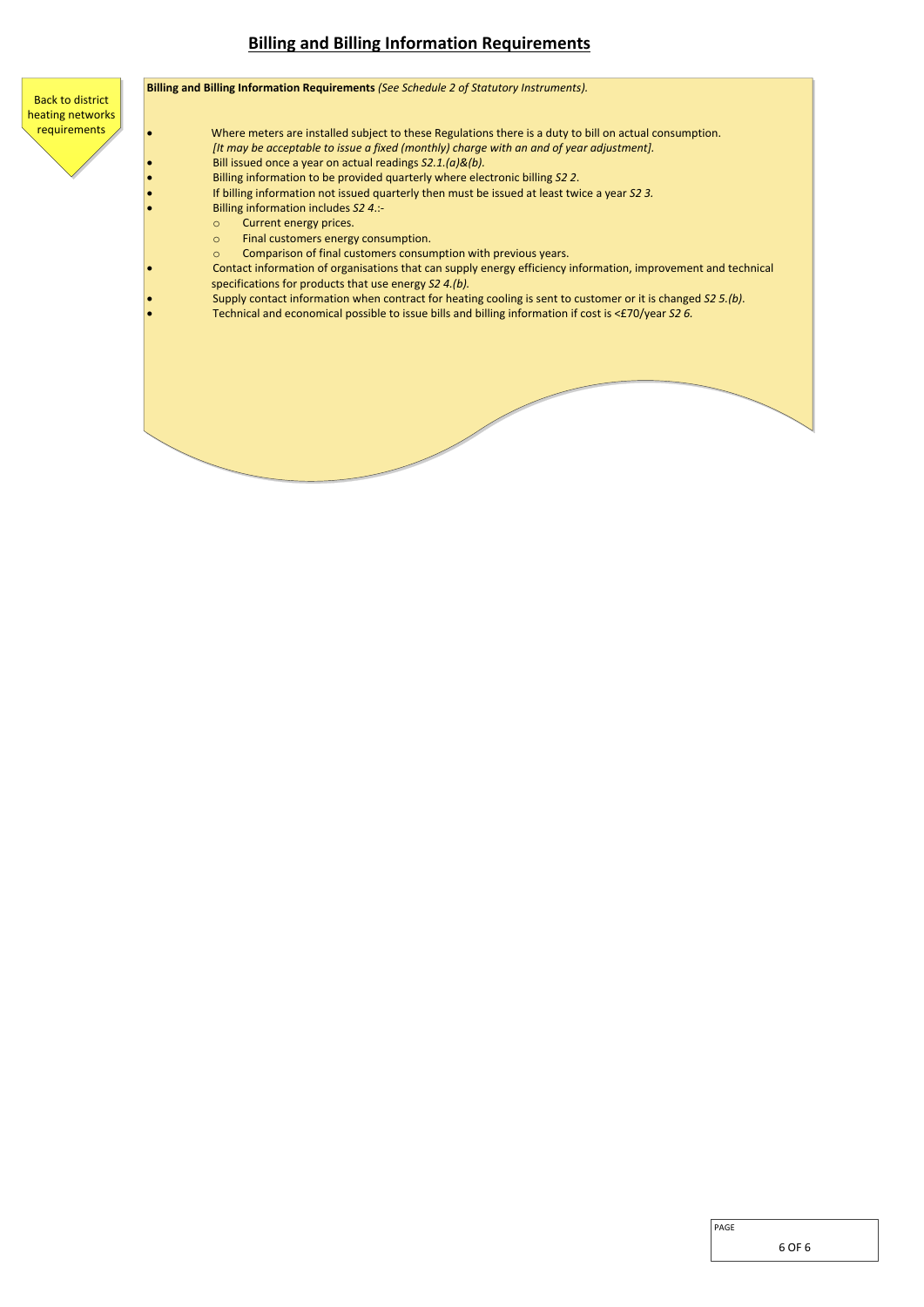# Billing and Billing Information Requirements

Back to district heating networks requirements

**Billing and Billing Information Requirements** *(See Schedule 2 of Statutory Instruments).*

- Where meters are installed subject to these Regulations there is a duty to bill on actual consumption.
  *[It may be acceptable to issue a fixed (monthly) charge with an and of year adjustment].*
- Bill issued once a year on actual readings *S2.1.(a)&(b).*
- Billing information to be provided quarterly where electronic billing *S2 2*.
- If billing information not issued quarterly then must be issued at least twice a year *S2 3.*
- Billing information includes *S2 4*.:-
  - Current energy prices.
  - Final customers energy consumption.
  - Comparison of final customers consumption with previous years.
- Contact information of organisations that can supply energy efficiency information, improvement and technical specifications for products that use energy *S2 4.(b).*
- Supply contact information when contract for heating cooling is sent to customer or it is changed *S2 5.(b)*.
- Technical and economical possible to issue bills and billing information if cost is <£70/year *S2 6.*